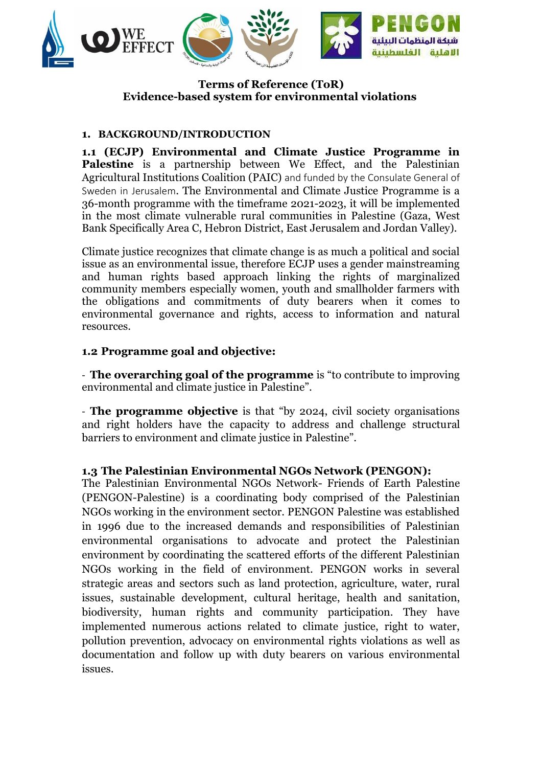# Terms of Reference (ToR)
# Evidence-based system for environmental violations

## 1. BACKGROUND/INTRODUCTION

**1.1 (ECJP) Environmental and Climate Justice Programme in Palestine** is a partnership between We Effect, and the Palestinian Agricultural Institutions Coalition (PAIC) and funded by the Consulate General of Sweden in Jerusalem. The Environmental and Climate Justice Programme is a 36-month programme with the timeframe 2021-2023, it will be implemented in the most climate vulnerable rural communities in Palestine (Gaza, West Bank Specifically Area C, Hebron District, East Jerusalem and Jordan Valley).

Climate justice recognizes that climate change is as much a political and social issue as an environmental issue, therefore ECJP uses a gender mainstreaming and human rights based approach linking the rights of marginalized community members especially women, youth and smallholder farmers with the obligations and commitments of duty bearers when it comes to environmental governance and rights, access to information and natural resources.

### 1.2 Programme goal and objective:

- **The overarching goal of the programme** is "to contribute to improving environmental and climate justice in Palestine".

- **The programme objective** is that "by 2024, civil society organisations and right holders have the capacity to address and challenge structural barriers to environment and climate justice in Palestine".

### 1.3 The Palestinian Environmental NGOs Network (PENGON):

The Palestinian Environmental NGOs Network- Friends of Earth Palestine (PENGON-Palestine) is a coordinating body comprised of the Palestinian NGOs working in the environment sector. PENGON Palestine was established in 1996 due to the increased demands and responsibilities of Palestinian environmental organisations to advocate and protect the Palestinian environment by coordinating the scattered efforts of the different Palestinian NGOs working in the field of environment. PENGON works in several strategic areas and sectors such as land protection, agriculture, water, rural issues, sustainable development, cultural heritage, health and sanitation, biodiversity, human rights and community participation. They have implemented numerous actions related to climate justice, right to water, pollution prevention, advocacy on environmental rights violations as well as documentation and follow up with duty bearers on various environmental issues.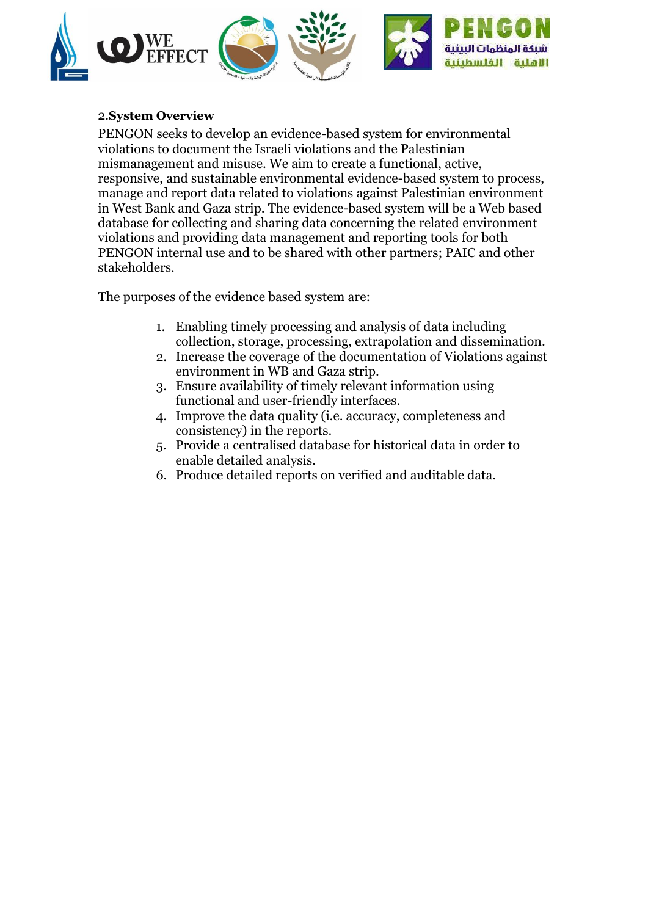## 2. System Overview

PENGON seeks to develop an evidence-based system for environmental violations to document the Israeli violations and the Palestinian mismanagement and misuse. We aim to create a functional, active, responsive, and sustainable environmental evidence-based system to process, manage and report data related to violations against Palestinian environment in West Bank and Gaza strip. The evidence-based system will be a Web based database for collecting and sharing data concerning the related environment violations and providing data management and reporting tools for both PENGON internal use and to be shared with other partners; PAIC and other stakeholders.

The purposes of the evidence based system are:

1. Enabling timely processing and analysis of data including collection, storage, processing, extrapolation and dissemination.
2. Increase the coverage of the documentation of Violations against environment in WB and Gaza strip.
3. Ensure availability of timely relevant information using functional and user-friendly interfaces.
4. Improve the data quality (i.e. accuracy, completeness and consistency) in the reports.
5. Provide a centralised database for historical data in order to enable detailed analysis.
6. Produce detailed reports on verified and auditable data.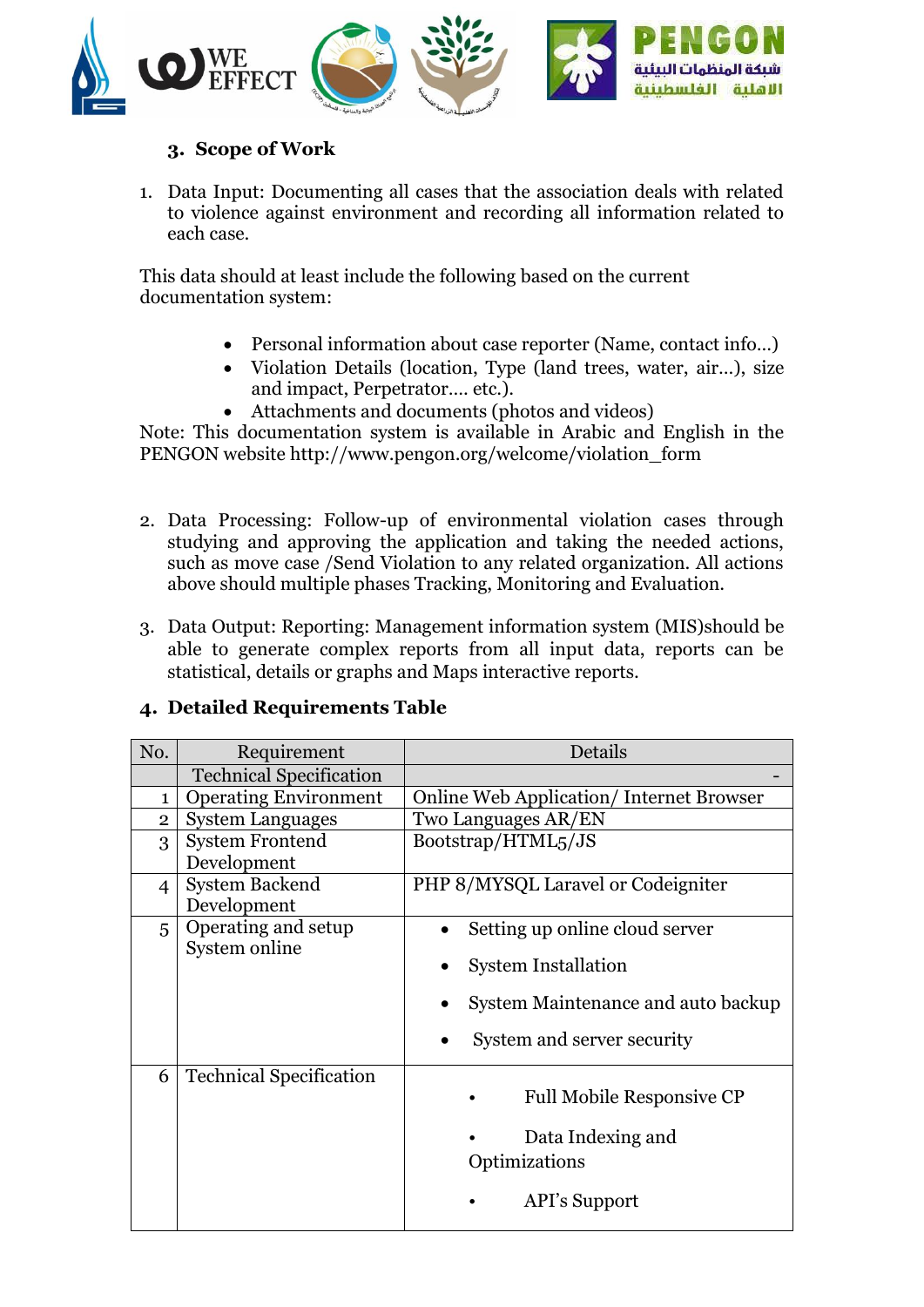### 3. Scope of Work

1. Data Input: Documenting all cases that the association deals with related to violence against environment and recording all information related to each case.

This data should at least include the following based on the current documentation system:

- Personal information about case reporter (Name, contact info…)
- Violation Details (location, Type (land trees, water, air…), size and impact, Perpetrator…. etc.).
- Attachments and documents (photos and videos)

Note: This documentation system is available in Arabic and English in the PENGON website http://www.pengon.org/welcome/violation_form

2. Data Processing: Follow-up of environmental violation cases through studying and approving the application and taking the needed actions, such as move case /Send Violation to any related organization. All actions above should multiple phases Tracking, Monitoring and Evaluation.

3. Data Output: Reporting: Management information system (MIS)should be able to generate complex reports from all input data, reports can be statistical, details or graphs and Maps interactive reports.

### 4. Detailed Requirements Table

| No. | Requirement | Details |
|---|---|---|
| | Technical Specification | - |
| 1 | Operating Environment | Online Web Application/ Internet Browser |
| 2 | System Languages | Two Languages AR/EN |
| 3 | System Frontend Development | Bootstrap/HTML5/JS |
| 4 | System Backend Development | PHP 8/MYSQL Laravel or Codeigniter |
| 5 | Operating and setup System online | • Setting up online cloud server<br>• System Installation<br>• System Maintenance and auto backup<br>• System and server security |
| 6 | Technical Specification | • Full Mobile Responsive CP<br>• Data Indexing and Optimizations<br>• API's Support |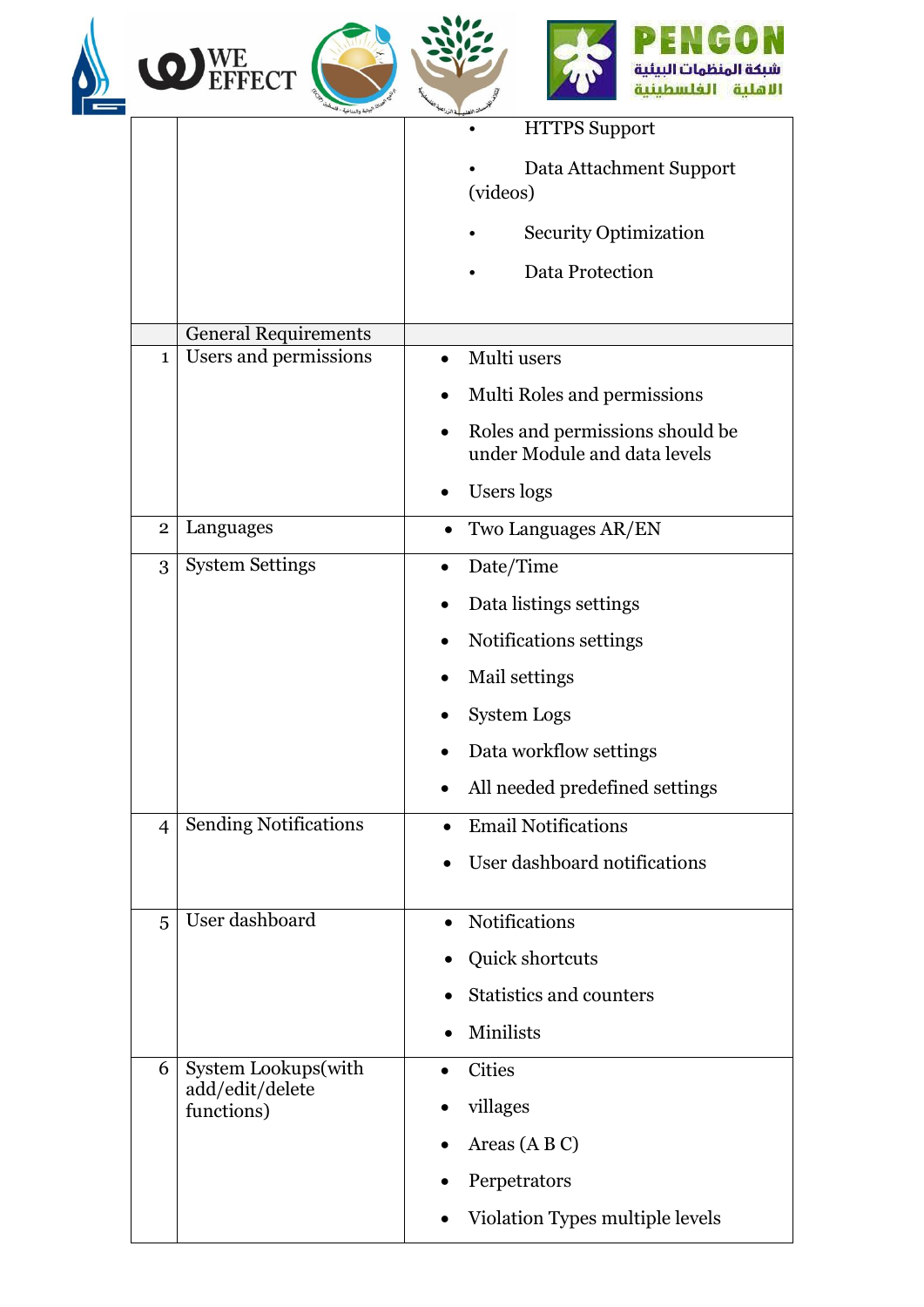| | | |
|---|---|---|
| | | • HTTPS Support<br>• Data Attachment Support (videos)<br>• Security Optimization<br>• Data Protection |
| | General Requirements | |
| 1 | Users and permissions | • Multi users<br>• Multi Roles and permissions<br>• Roles and permissions should be under Module and data levels<br>• Users logs |
| 2 | Languages | • Two Languages AR/EN |
| 3 | System Settings | • Date/Time<br>• Data listings settings<br>• Notifications settings<br>• Mail settings<br>• System Logs<br>• Data workflow settings<br>• All needed predefined settings |
| 4 | Sending Notifications | • Email Notifications<br>• User dashboard notifications |
| 5 | User dashboard | • Notifications<br>• Quick shortcuts<br>• Statistics and counters<br>• Minilists |
| 6 | System Lookups(with add/edit/delete functions) | • Cities<br>• villages<br>• Areas (A B C)<br>• Perpetrators<br>• Violation Types multiple levels |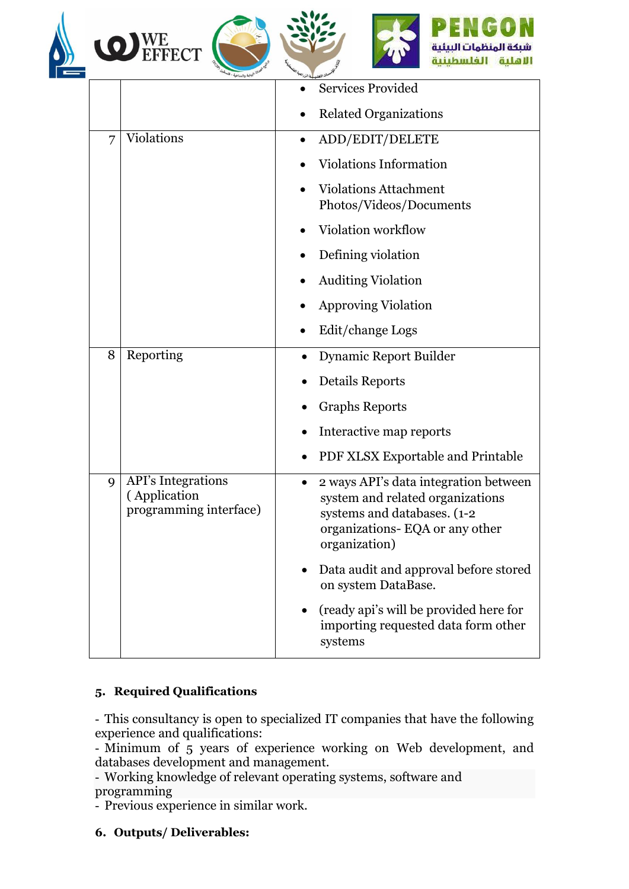| | | |
|---|---|---|
| | | • Services Provided<br>• Related Organizations |
| 7 | Violations | • ADD/EDIT/DELETE<br>• Violations Information<br>• Violations Attachment Photos/Videos/Documents<br>• Violation workflow<br>• Defining violation<br>• Auditing Violation<br>• Approving Violation<br>• Edit/change Logs |
| 8 | Reporting | • Dynamic Report Builder<br>• Details Reports<br>• Graphs Reports<br>• Interactive map reports<br>• PDF XLSX Exportable and Printable |
| 9 | API's Integrations ( Application programming interface) | • 2 ways API's data integration between system and related organizations systems and databases. (1-2 organizations- EQA or any other organization)<br>• Data audit and approval before stored on system DataBase.<br>• (ready api's will be provided here for importing requested data form other systems |

## 5. Required Qualifications

- This consultancy is open to specialized IT companies that have the following experience and qualifications:
- Minimum of 5 years of experience working on Web development, and databases development and management.
- Working knowledge of relevant operating systems, software and programming
- Previous experience in similar work.

## 6. Outputs/ Deliverables: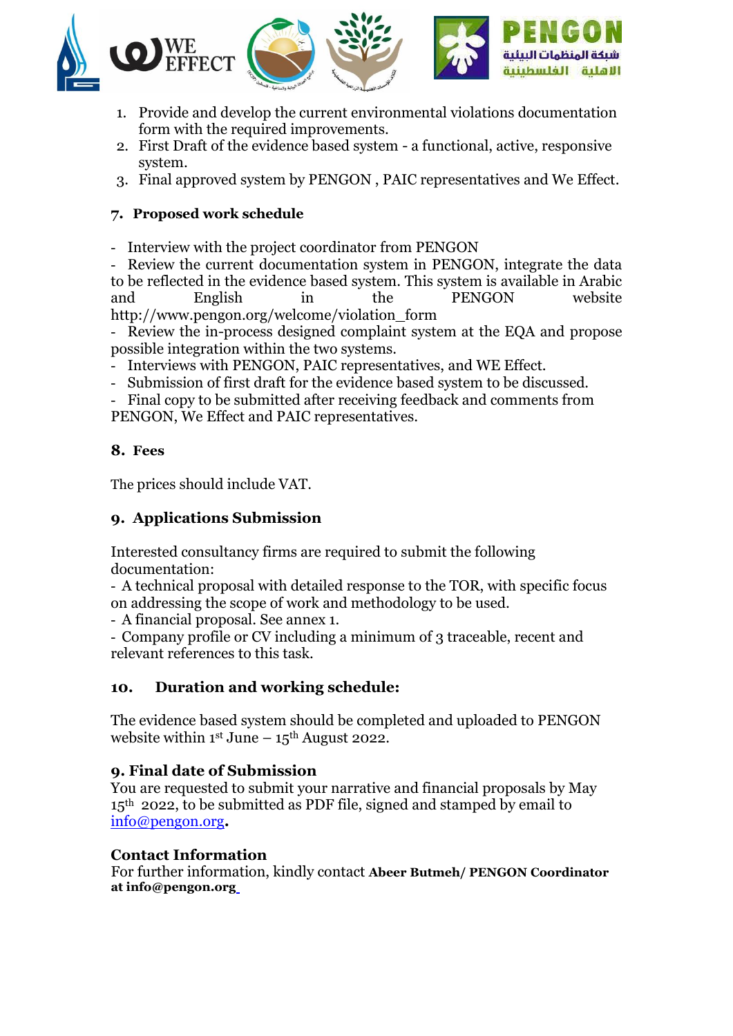1. Provide and develop the current environmental violations documentation form with the required improvements.
2. First Draft of the evidence based system - a functional, active, responsive system.
3. Final approved system by PENGON , PAIC representatives and We Effect.

## 7. Proposed work schedule

- Interview with the project coordinator from PENGON
- Review the current documentation system in PENGON, integrate the data to be reflected in the evidence based system. This system is available in Arabic and English in the PENGON website http://www.pengon.org/welcome/violation_form
- Review the in-process designed complaint system at the EQA and propose possible integration within the two systems.
- Interviews with PENGON, PAIC representatives, and WE Effect.
- Submission of first draft for the evidence based system to be discussed.
- Final copy to be submitted after receiving feedback and comments from PENGON, We Effect and PAIC representatives.

## 8. Fees

The prices should include VAT.

## 9. Applications Submission

Interested consultancy firms are required to submit the following documentation:
- A technical proposal with detailed response to the TOR, with specific focus on addressing the scope of work and methodology to be used.
- A financial proposal. See annex 1.
- Company profile or CV including a minimum of 3 traceable, recent and relevant references to this task.

## 10. Duration and working schedule:

The evidence based system should be completed and uploaded to PENGON website within 1st June – 15th August 2022.

## 9. Final date of Submission

You are requested to submit your narrative and financial proposals by May 15th 2022, to be submitted as PDF file, signed and stamped by email to info@pengon.org.

## Contact Information

For further information, kindly contact **Abeer Butmeh/ PENGON Coordinator at info@pengon.org**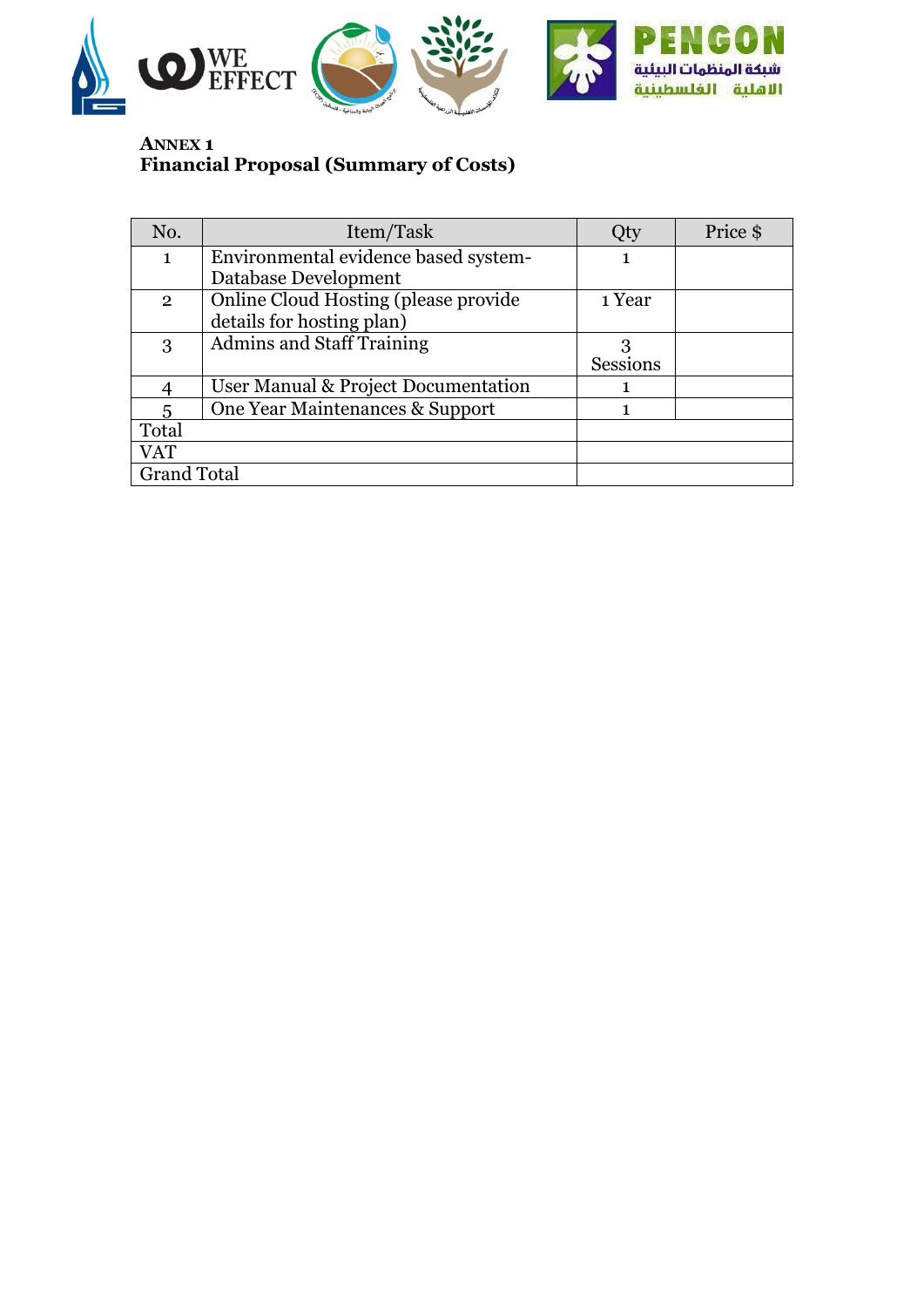**ANNEX 1**
**Financial Proposal (Summary of Costs)**

| No. | Item/Task | Qty | Price $ |
|---|---|---|---|
| 1 | Environmental evidence based system-Database Development | 1 | |
| 2 | Online Cloud Hosting (please provide details for hosting plan) | 1 Year | |
| 3 | Admins and Staff Training | 3 Sessions | |
| 4 | User Manual & Project Documentation | 1 | |
| 5 | One Year Maintenances & Support | 1 | |
| Total | | | |
| VAT | | | |
| Grand Total | | | |